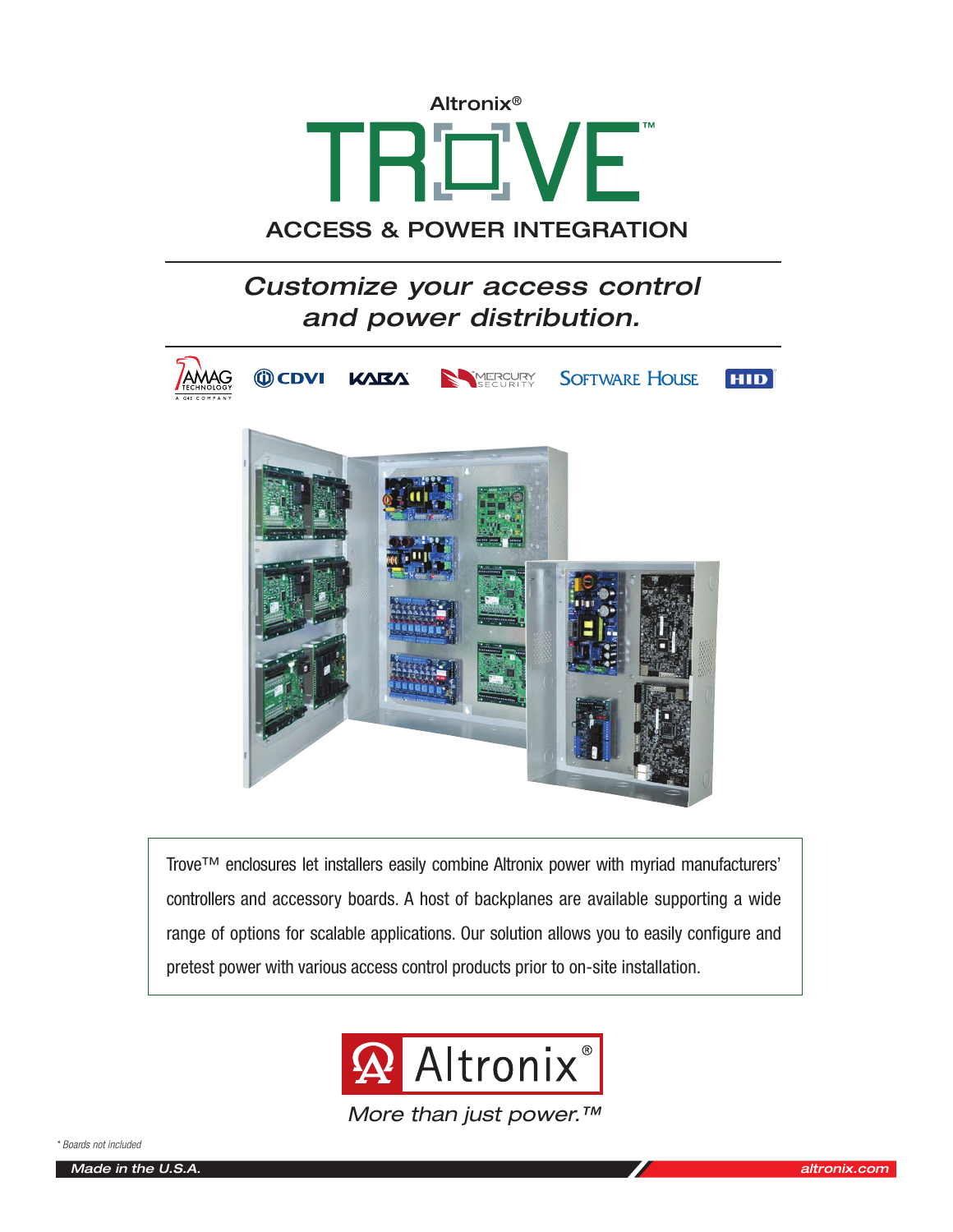Altronix®

# TROVE™

## ACCESS & POWER INTEGRATION

*Customize your access control and power distribution.*

AMAG TECHNOLOGY A G4S COMPANY | CDVI | KABA | MERCURY SECURITY | SOFTWARE HOUSE | HID

Trove™ enclosures let installers easily combine Altronix power with myriad manufacturers' controllers and accessory boards. A host of backplanes are available supporting a wide range of options for scalable applications. Our solution allows you to easily configure and pretest power with various access control products prior to on-site installation.

Altronix®

*More than just power.™*

*\* Boards not included*

*Made in the U.S.A.*

*altronix.com*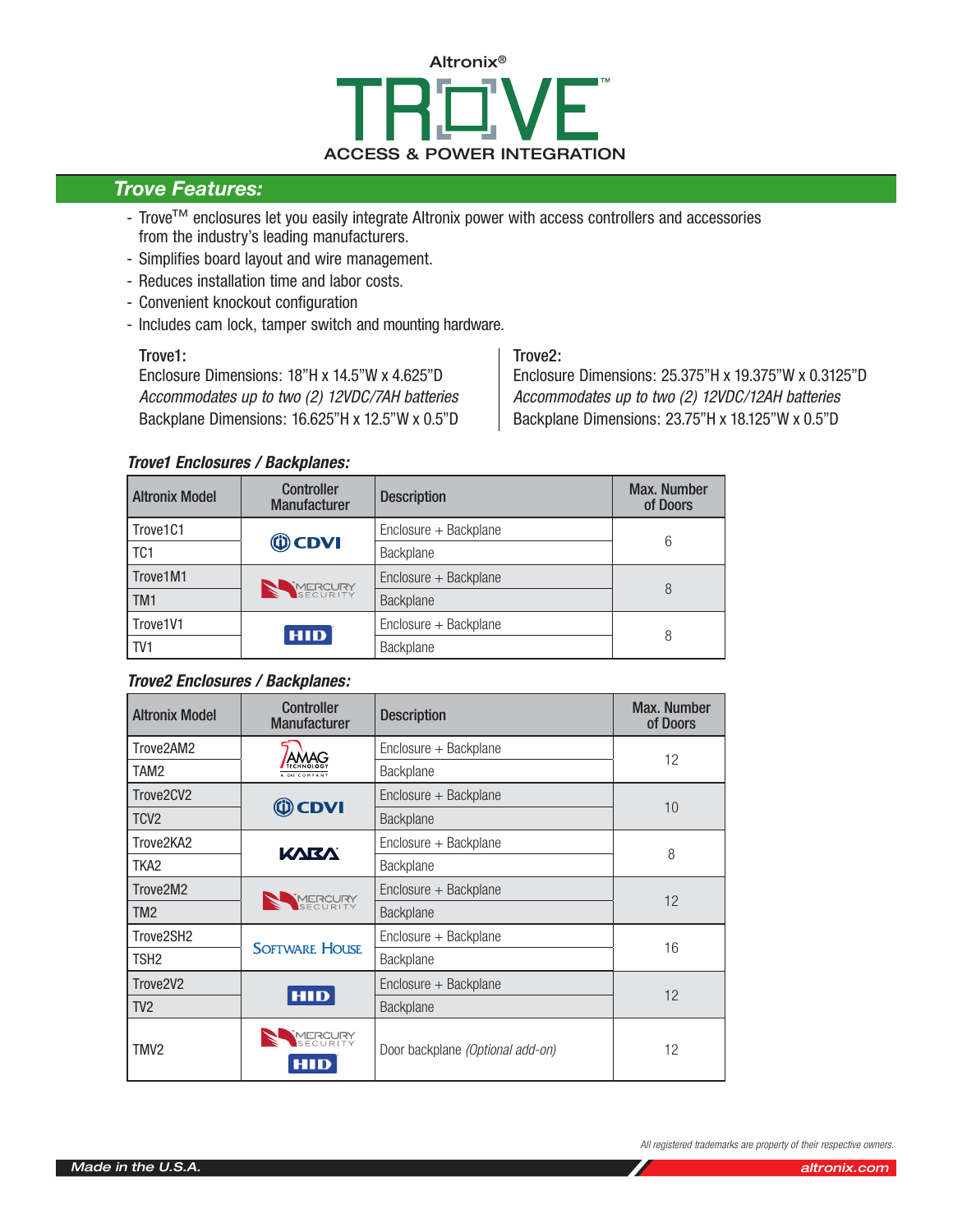Altronix®

# TROVE™

ACCESS & POWER INTEGRATION

## Trove Features:

- Trove™ enclosures let you easily integrate Altronix power with access controllers and accessories from the industry's leading manufacturers.
- Simplifies board layout and wire management.
- Reduces installation time and labor costs.
- Convenient knockout configuration
- Includes cam lock, tamper switch and mounting hardware.

Trove1:
Enclosure Dimensions: 18"H x 14.5"W x 4.625"D
*Accommodates up to two (2) 12VDC/7AH batteries*
Backplane Dimensions: 16.625"H x 12.5"W x 0.5"D

Trove2:
Enclosure Dimensions: 25.375"H x 19.375"W x 0.3125"D
*Accommodates up to two (2) 12VDC/12AH batteries*
Backplane Dimensions: 23.75"H x 18.125"W x 0.5"D

### *Trove1 Enclosures / Backplanes:*

| Altronix Model | Controller Manufacturer | Description | Max. Number of Doors |
|---|---|---|---|
| Trove1C1 | CDVI | Enclosure + Backplane | 6 |
| TC1 | | Backplane | |
| Trove1M1 | MERCURY SECURITY | Enclosure + Backplane | 8 |
| TM1 | | Backplane | |
| Trove1V1 | HID | Enclosure + Backplane | 8 |
| TV1 | | Backplane | |

### *Trove2 Enclosures / Backplanes:*

| Altronix Model | Controller Manufacturer | Description | Max. Number of Doors |
|---|---|---|---|
| Trove2AM2 | AMAG TECHNOLOGY A G4S COMPANY | Enclosure + Backplane | 12 |
| TAM2 | | Backplane | |
| Trove2CV2 | CDVI | Enclosure + Backplane | 10 |
| TCV2 | | Backplane | |
| Trove2KA2 | KABA | Enclosure + Backplane | 8 |
| TKA2 | | Backplane | |
| Trove2M2 | MERCURY SECURITY | Enclosure + Backplane | 12 |
| TM2 | | Backplane | |
| Trove2SH2 | SOFTWARE HOUSE | Enclosure + Backplane | 16 |
| TSH2 | | Backplane | |
| Trove2V2 | HID | Enclosure + Backplane | 12 |
| TV2 | | Backplane | |
| TMV2 | MERCURY SECURITY / HID | Door backplane *(Optional add-on)* | 12 |

*All registered trademarks are property of their respective owners.*

*Made in the U.S.A.*

*altronix.com*